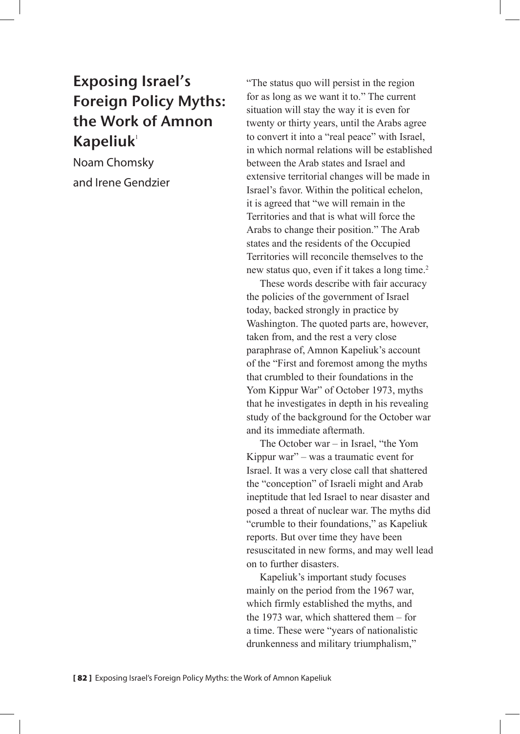# Exposing Israel's Foreign Policy Myths: the Work of Amnon Kapeliuk[1]

Noam Chomsky

and Irene Gendzier

"The status quo will persist in the region for as long as we want it to." The current situation will stay the way it is even for twenty or thirty years, until the Arabs agree to convert it into a "real peace" with Israel, in which normal relations will be established between the Arab states and Israel and extensive territorial changes will be made in Israel's favor. Within the political echelon, it is agreed that "we will remain in the Territories and that is what will force the Arabs to change their position." The Arab states and the residents of the Occupied Territories will reconcile themselves to the new status quo, even if it takes a long time.[2]

These words describe with fair accuracy the policies of the government of Israel today, backed strongly in practice by Washington. The quoted parts are, however, taken from, and the rest a very close paraphrase of, Amnon Kapeliuk's account of the "First and foremost among the myths that crumbled to their foundations in the Yom Kippur War" of October 1973, myths that he investigates in depth in his revealing study of the background for the October war and its immediate aftermath.

The October war – in Israel, "the Yom Kippur war" – was a traumatic event for Israel. It was a very close call that shattered the "conception" of Israeli might and Arab ineptitude that led Israel to near disaster and posed a threat of nuclear war. The myths did "crumble to their foundations," as Kapeliuk reports. But over time they have been resuscitated in new forms, and may well lead on to further disasters.

Kapeliuk's important study focuses mainly on the period from the 1967 war, which firmly established the myths, and the 1973 war, which shattered them – for a time. These were "years of nationalistic drunkenness and military triumphalism,"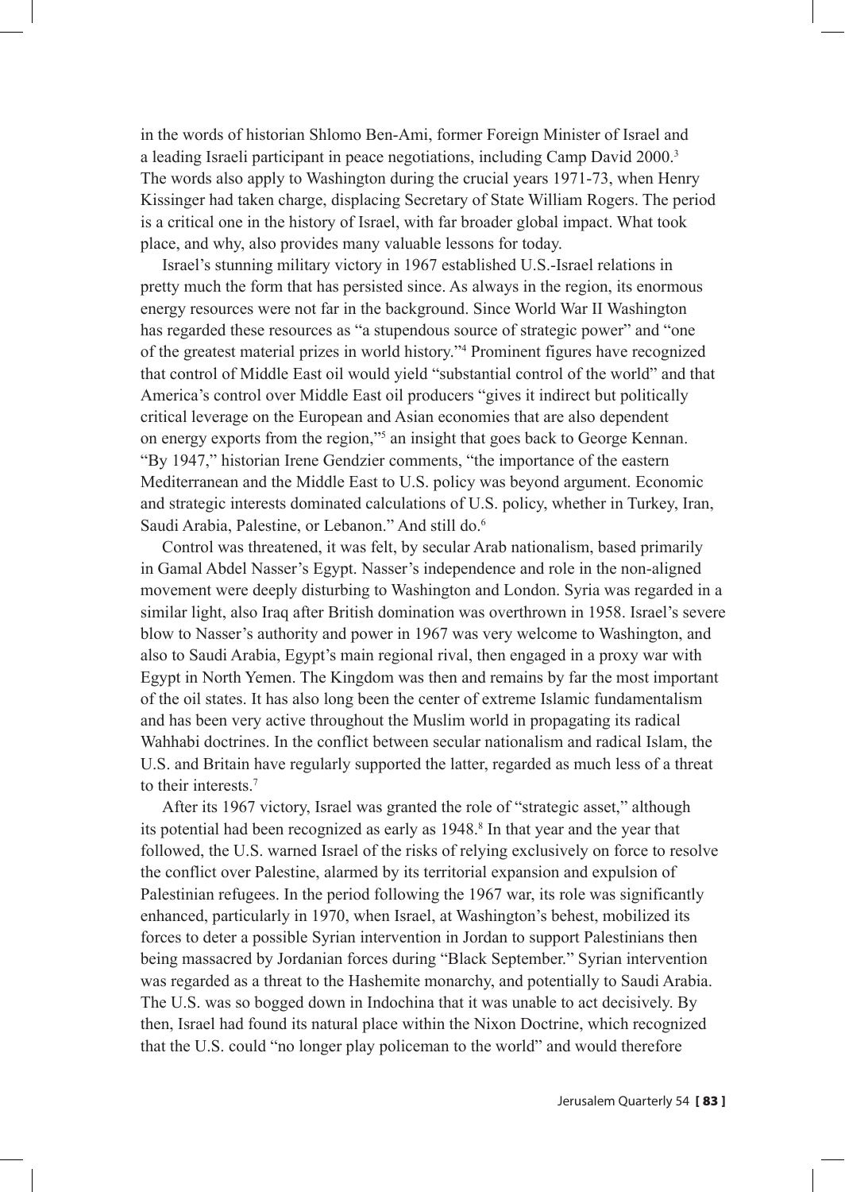in the words of historian Shlomo Ben-Ami, former Foreign Minister of Israel and a leading Israeli participant in peace negotiations, including Camp David 2000.[3] The words also apply to Washington during the crucial years 1971-73, when Henry Kissinger had taken charge, displacing Secretary of State William Rogers. The period is a critical one in the history of Israel, with far broader global impact. What took place, and why, also provides many valuable lessons for today.

Israel's stunning military victory in 1967 established U.S.-Israel relations in pretty much the form that has persisted since. As always in the region, its enormous energy resources were not far in the background. Since World War II Washington has regarded these resources as "a stupendous source of strategic power" and "one of the greatest material prizes in world history."[4] Prominent figures have recognized that control of Middle East oil would yield "substantial control of the world" and that America's control over Middle East oil producers "gives it indirect but politically critical leverage on the European and Asian economies that are also dependent on energy exports from the region,"[5] an insight that goes back to George Kennan. "By 1947," historian Irene Gendzier comments, "the importance of the eastern Mediterranean and the Middle East to U.S. policy was beyond argument. Economic and strategic interests dominated calculations of U.S. policy, whether in Turkey, Iran, Saudi Arabia, Palestine, or Lebanon." And still do.[6]

Control was threatened, it was felt, by secular Arab nationalism, based primarily in Gamal Abdel Nasser's Egypt. Nasser's independence and role in the non-aligned movement were deeply disturbing to Washington and London. Syria was regarded in a similar light, also Iraq after British domination was overthrown in 1958. Israel's severe blow to Nasser's authority and power in 1967 was very welcome to Washington, and also to Saudi Arabia, Egypt's main regional rival, then engaged in a proxy war with Egypt in North Yemen. The Kingdom was then and remains by far the most important of the oil states. It has also long been the center of extreme Islamic fundamentalism and has been very active throughout the Muslim world in propagating its radical Wahhabi doctrines. In the conflict between secular nationalism and radical Islam, the U.S. and Britain have regularly supported the latter, regarded as much less of a threat to their interests.[7]

After its 1967 victory, Israel was granted the role of "strategic asset," although its potential had been recognized as early as 1948.[8] In that year and the year that followed, the U.S. warned Israel of the risks of relying exclusively on force to resolve the conflict over Palestine, alarmed by its territorial expansion and expulsion of Palestinian refugees. In the period following the 1967 war, its role was significantly enhanced, particularly in 1970, when Israel, at Washington's behest, mobilized its forces to deter a possible Syrian intervention in Jordan to support Palestinians then being massacred by Jordanian forces during "Black September." Syrian intervention was regarded as a threat to the Hashemite monarchy, and potentially to Saudi Arabia. The U.S. was so bogged down in Indochina that it was unable to act decisively. By then, Israel had found its natural place within the Nixon Doctrine, which recognized that the U.S. could "no longer play policeman to the world" and would therefore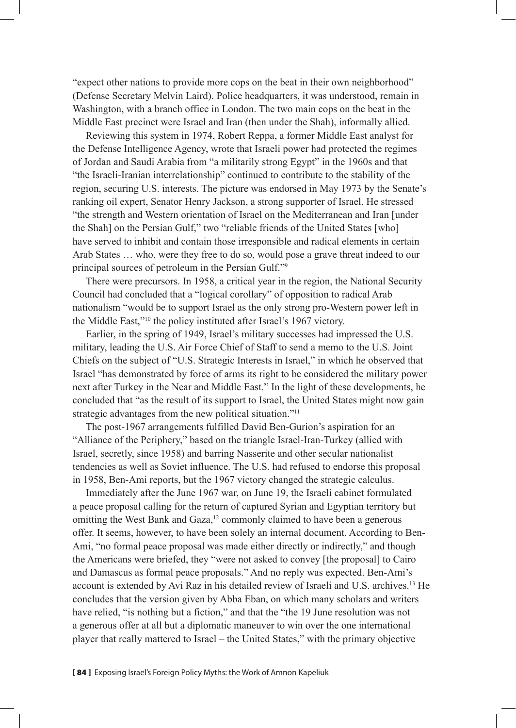"expect other nations to provide more cops on the beat in their own neighborhood" (Defense Secretary Melvin Laird). Police headquarters, it was understood, remain in Washington, with a branch office in London. The two main cops on the beat in the Middle East precinct were Israel and Iran (then under the Shah), informally allied.

Reviewing this system in 1974, Robert Reppa, a former Middle East analyst for the Defense Intelligence Agency, wrote that Israeli power had protected the regimes of Jordan and Saudi Arabia from "a militarily strong Egypt" in the 1960s and that "the Israeli-Iranian interrelationship" continued to contribute to the stability of the region, securing U.S. interests. The picture was endorsed in May 1973 by the Senate's ranking oil expert, Senator Henry Jackson, a strong supporter of Israel. He stressed "the strength and Western orientation of Israel on the Mediterranean and Iran [under the Shah] on the Persian Gulf," two "reliable friends of the United States [who] have served to inhibit and contain those irresponsible and radical elements in certain Arab States … who, were they free to do so, would pose a grave threat indeed to our principal sources of petroleum in the Persian Gulf."[9]

There were precursors. In 1958, a critical year in the region, the National Security Council had concluded that a "logical corollary" of opposition to radical Arab nationalism "would be to support Israel as the only strong pro-Western power left in the Middle East,"[10] the policy instituted after Israel's 1967 victory.

Earlier, in the spring of 1949, Israel's military successes had impressed the U.S. military, leading the U.S. Air Force Chief of Staff to send a memo to the U.S. Joint Chiefs on the subject of "U.S. Strategic Interests in Israel," in which he observed that Israel "has demonstrated by force of arms its right to be considered the military power next after Turkey in the Near and Middle East." In the light of these developments, he concluded that "as the result of its support to Israel, the United States might now gain strategic advantages from the new political situation."[11]

The post-1967 arrangements fulfilled David Ben-Gurion's aspiration for an "Alliance of the Periphery," based on the triangle Israel-Iran-Turkey (allied with Israel, secretly, since 1958) and barring Nasserite and other secular nationalist tendencies as well as Soviet influence. The U.S. had refused to endorse this proposal in 1958, Ben-Ami reports, but the 1967 victory changed the strategic calculus.

Immediately after the June 1967 war, on June 19, the Israeli cabinet formulated a peace proposal calling for the return of captured Syrian and Egyptian territory but omitting the West Bank and Gaza,[12] commonly claimed to have been a generous offer. It seems, however, to have been solely an internal document. According to Ben-Ami, "no formal peace proposal was made either directly or indirectly," and though the Americans were briefed, they "were not asked to convey [the proposal] to Cairo and Damascus as formal peace proposals." And no reply was expected. Ben-Ami's account is extended by Avi Raz in his detailed review of Israeli and U.S. archives.[13] He concludes that the version given by Abba Eban, on which many scholars and writers have relied, "is nothing but a fiction," and that the "the 19 June resolution was not a generous offer at all but a diplomatic maneuver to win over the one international player that really mattered to Israel – the United States," with the primary objective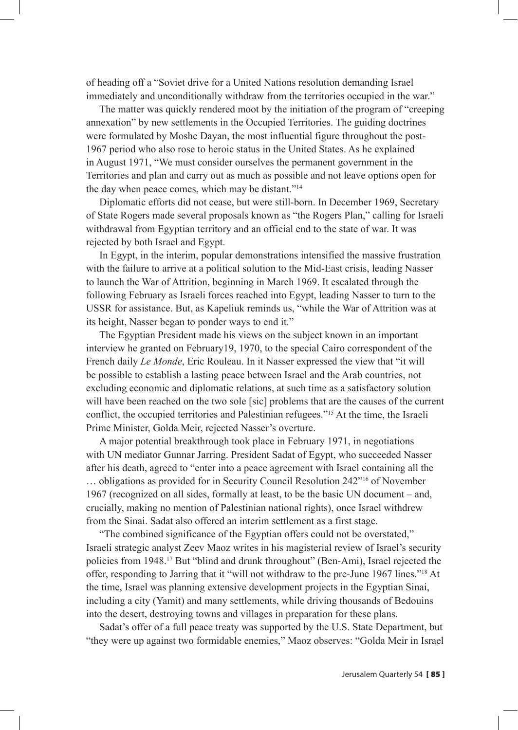of heading off a "Soviet drive for a United Nations resolution demanding Israel immediately and unconditionally withdraw from the territories occupied in the war."

The matter was quickly rendered moot by the initiation of the program of "creeping annexation" by new settlements in the Occupied Territories. The guiding doctrines were formulated by Moshe Dayan, the most influential figure throughout the post-1967 period who also rose to heroic status in the United States. As he explained in August 1971, "We must consider ourselves the permanent government in the Territories and plan and carry out as much as possible and not leave options open for the day when peace comes, which may be distant."[14]

Diplomatic efforts did not cease, but were still-born. In December 1969, Secretary of State Rogers made several proposals known as "the Rogers Plan," calling for Israeli withdrawal from Egyptian territory and an official end to the state of war. It was rejected by both Israel and Egypt.

In Egypt, in the interim, popular demonstrations intensified the massive frustration with the failure to arrive at a political solution to the Mid-East crisis, leading Nasser to launch the War of Attrition, beginning in March 1969. It escalated through the following February as Israeli forces reached into Egypt, leading Nasser to turn to the USSR for assistance. But, as Kapeliuk reminds us, "while the War of Attrition was at its height, Nasser began to ponder ways to end it."

The Egyptian President made his views on the subject known in an important interview he granted on February19, 1970, to the special Cairo correspondent of the French daily *Le Monde*, Eric Rouleau. In it Nasser expressed the view that "it will be possible to establish a lasting peace between Israel and the Arab countries, not excluding economic and diplomatic relations, at such time as a satisfactory solution will have been reached on the two sole [sic] problems that are the causes of the current conflict, the occupied territories and Palestinian refugees."[15] At the time, the Israeli Prime Minister, Golda Meir, rejected Nasser's overture.

A major potential breakthrough took place in February 1971, in negotiations with UN mediator Gunnar Jarring. President Sadat of Egypt, who succeeded Nasser after his death, agreed to "enter into a peace agreement with Israel containing all the … obligations as provided for in Security Council Resolution 242"[16] of November 1967 (recognized on all sides, formally at least, to be the basic UN document – and, crucially, making no mention of Palestinian national rights), once Israel withdrew from the Sinai. Sadat also offered an interim settlement as a first stage.

"The combined significance of the Egyptian offers could not be overstated," Israeli strategic analyst Zeev Maoz writes in his magisterial review of Israel's security policies from 1948.[17] But "blind and drunk throughout" (Ben-Ami), Israel rejected the offer, responding to Jarring that it "will not withdraw to the pre-June 1967 lines."[18] At the time, Israel was planning extensive development projects in the Egyptian Sinai, including a city (Yamit) and many settlements, while driving thousands of Bedouins into the desert, destroying towns and villages in preparation for these plans.

Sadat's offer of a full peace treaty was supported by the U.S. State Department, but "they were up against two formidable enemies," Maoz observes: "Golda Meir in Israel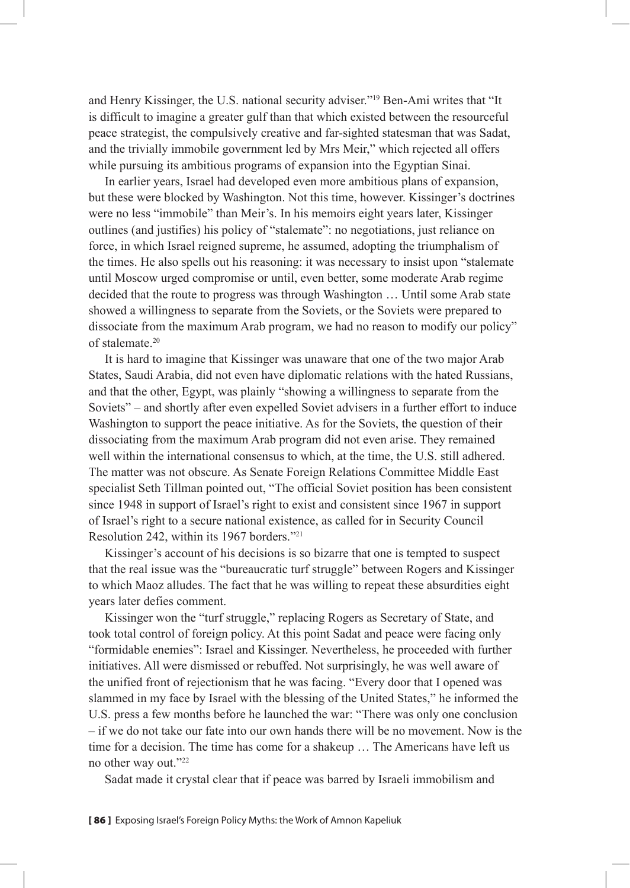and Henry Kissinger, the U.S. national security adviser."[19] Ben-Ami writes that "It is difficult to imagine a greater gulf than that which existed between the resourceful peace strategist, the compulsively creative and far-sighted statesman that was Sadat, and the trivially immobile government led by Mrs Meir," which rejected all offers while pursuing its ambitious programs of expansion into the Egyptian Sinai.

In earlier years, Israel had developed even more ambitious plans of expansion, but these were blocked by Washington. Not this time, however. Kissinger's doctrines were no less "immobile" than Meir's. In his memoirs eight years later, Kissinger outlines (and justifies) his policy of "stalemate": no negotiations, just reliance on force, in which Israel reigned supreme, he assumed, adopting the triumphalism of the times. He also spells out his reasoning: it was necessary to insist upon "stalemate until Moscow urged compromise or until, even better, some moderate Arab regime decided that the route to progress was through Washington … Until some Arab state showed a willingness to separate from the Soviets, or the Soviets were prepared to dissociate from the maximum Arab program, we had no reason to modify our policy" of stalemate.[20]

It is hard to imagine that Kissinger was unaware that one of the two major Arab States, Saudi Arabia, did not even have diplomatic relations with the hated Russians, and that the other, Egypt, was plainly "showing a willingness to separate from the Soviets" – and shortly after even expelled Soviet advisers in a further effort to induce Washington to support the peace initiative. As for the Soviets, the question of their dissociating from the maximum Arab program did not even arise. They remained well within the international consensus to which, at the time, the U.S. still adhered. The matter was not obscure. As Senate Foreign Relations Committee Middle East specialist Seth Tillman pointed out, "The official Soviet position has been consistent since 1948 in support of Israel's right to exist and consistent since 1967 in support of Israel's right to a secure national existence, as called for in Security Council Resolution 242, within its 1967 borders."[21]

Kissinger's account of his decisions is so bizarre that one is tempted to suspect that the real issue was the "bureaucratic turf struggle" between Rogers and Kissinger to which Maoz alludes. The fact that he was willing to repeat these absurdities eight years later defies comment.

Kissinger won the "turf struggle," replacing Rogers as Secretary of State, and took total control of foreign policy. At this point Sadat and peace were facing only "formidable enemies": Israel and Kissinger. Nevertheless, he proceeded with further initiatives. All were dismissed or rebuffed. Not surprisingly, he was well aware of the unified front of rejectionism that he was facing. "Every door that I opened was slammed in my face by Israel with the blessing of the United States," he informed the U.S. press a few months before he launched the war: "There was only one conclusion – if we do not take our fate into our own hands there will be no movement. Now is the time for a decision. The time has come for a shakeup … The Americans have left us no other way out."[22]

Sadat made it crystal clear that if peace was barred by Israeli immobilism and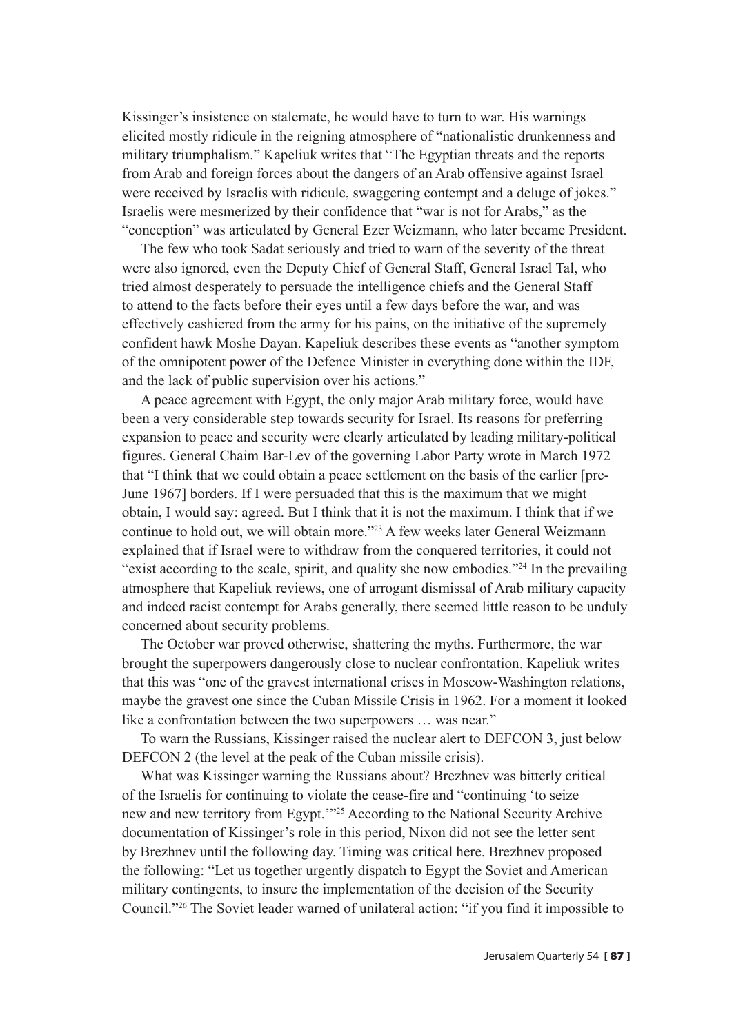Kissinger's insistence on stalemate, he would have to turn to war. His warnings elicited mostly ridicule in the reigning atmosphere of "nationalistic drunkenness and military triumphalism." Kapeliuk writes that "The Egyptian threats and the reports from Arab and foreign forces about the dangers of an Arab offensive against Israel were received by Israelis with ridicule, swaggering contempt and a deluge of jokes." Israelis were mesmerized by their confidence that "war is not for Arabs," as the "conception" was articulated by General Ezer Weizmann, who later became President.

The few who took Sadat seriously and tried to warn of the severity of the threat were also ignored, even the Deputy Chief of General Staff, General Israel Tal, who tried almost desperately to persuade the intelligence chiefs and the General Staff to attend to the facts before their eyes until a few days before the war, and was effectively cashiered from the army for his pains, on the initiative of the supremely confident hawk Moshe Dayan. Kapeliuk describes these events as "another symptom of the omnipotent power of the Defence Minister in everything done within the IDF, and the lack of public supervision over his actions."

A peace agreement with Egypt, the only major Arab military force, would have been a very considerable step towards security for Israel. Its reasons for preferring expansion to peace and security were clearly articulated by leading military-political figures. General Chaim Bar-Lev of the governing Labor Party wrote in March 1972 that "I think that we could obtain a peace settlement on the basis of the earlier [pre-June 1967] borders. If I were persuaded that this is the maximum that we might obtain, I would say: agreed. But I think that it is not the maximum. I think that if we continue to hold out, we will obtain more."[23] A few weeks later General Weizmann explained that if Israel were to withdraw from the conquered territories, it could not "exist according to the scale, spirit, and quality she now embodies."[24] In the prevailing atmosphere that Kapeliuk reviews, one of arrogant dismissal of Arab military capacity and indeed racist contempt for Arabs generally, there seemed little reason to be unduly concerned about security problems.

The October war proved otherwise, shattering the myths. Furthermore, the war brought the superpowers dangerously close to nuclear confrontation. Kapeliuk writes that this was "one of the gravest international crises in Moscow-Washington relations, maybe the gravest one since the Cuban Missile Crisis in 1962. For a moment it looked like a confrontation between the two superpowers … was near."

To warn the Russians, Kissinger raised the nuclear alert to DEFCON 3, just below DEFCON 2 (the level at the peak of the Cuban missile crisis).

What was Kissinger warning the Russians about? Brezhnev was bitterly critical of the Israelis for continuing to violate the cease-fire and "continuing 'to seize new and new territory from Egypt.'"[25] According to the National Security Archive documentation of Kissinger's role in this period, Nixon did not see the letter sent by Brezhnev until the following day. Timing was critical here. Brezhnev proposed the following: "Let us together urgently dispatch to Egypt the Soviet and American military contingents, to insure the implementation of the decision of the Security Council."[26] The Soviet leader warned of unilateral action: "if you find it impossible to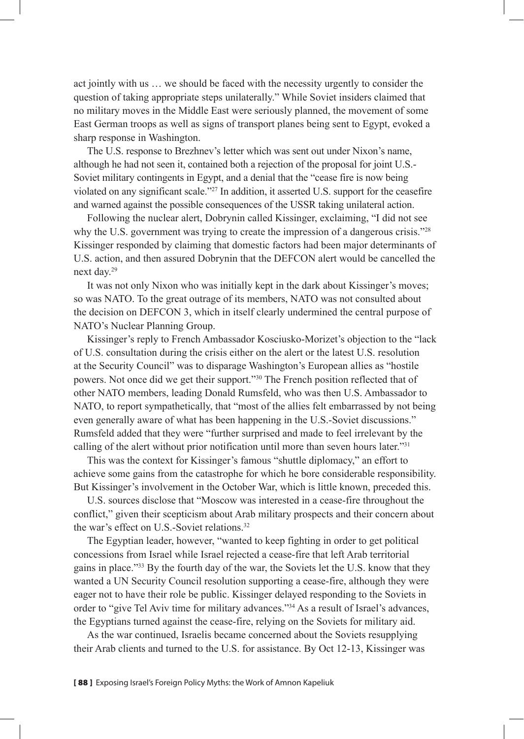act jointly with us … we should be faced with the necessity urgently to consider the question of taking appropriate steps unilaterally." While Soviet insiders claimed that no military moves in the Middle East were seriously planned, the movement of some East German troops as well as signs of transport planes being sent to Egypt, evoked a sharp response in Washington.

The U.S. response to Brezhnev's letter which was sent out under Nixon's name, although he had not seen it, contained both a rejection of the proposal for joint U.S.-Soviet military contingents in Egypt, and a denial that the "cease fire is now being violated on any significant scale."[27] In addition, it asserted U.S. support for the ceasefire and warned against the possible consequences of the USSR taking unilateral action.

Following the nuclear alert, Dobrynin called Kissinger, exclaiming, "I did not see why the U.S. government was trying to create the impression of a dangerous crisis."[28] Kissinger responded by claiming that domestic factors had been major determinants of U.S. action, and then assured Dobrynin that the DEFCON alert would be cancelled the next day.[29]

It was not only Nixon who was initially kept in the dark about Kissinger's moves; so was NATO. To the great outrage of its members, NATO was not consulted about the decision on DEFCON 3, which in itself clearly undermined the central purpose of NATO's Nuclear Planning Group.

Kissinger's reply to French Ambassador Kosciusko-Morizet's objection to the "lack of U.S. consultation during the crisis either on the alert or the latest U.S. resolution at the Security Council" was to disparage Washington's European allies as "hostile powers. Not once did we get their support."[30] The French position reflected that of other NATO members, leading Donald Rumsfeld, who was then U.S. Ambassador to NATO, to report sympathetically, that "most of the allies felt embarrassed by not being even generally aware of what has been happening in the U.S.-Soviet discussions." Rumsfeld added that they were "further surprised and made to feel irrelevant by the calling of the alert without prior notification until more than seven hours later."[31]

This was the context for Kissinger's famous "shuttle diplomacy," an effort to achieve some gains from the catastrophe for which he bore considerable responsibility. But Kissinger's involvement in the October War, which is little known, preceded this.

U.S. sources disclose that "Moscow was interested in a cease-fire throughout the conflict," given their scepticism about Arab military prospects and their concern about the war's effect on U.S.-Soviet relations.[32]

The Egyptian leader, however, "wanted to keep fighting in order to get political concessions from Israel while Israel rejected a cease-fire that left Arab territorial gains in place."[33] By the fourth day of the war, the Soviets let the U.S. know that they wanted a UN Security Council resolution supporting a cease-fire, although they were eager not to have their role be public. Kissinger delayed responding to the Soviets in order to "give Tel Aviv time for military advances."[34] As a result of Israel's advances, the Egyptians turned against the cease-fire, relying on the Soviets for military aid.

As the war continued, Israelis became concerned about the Soviets resupplying their Arab clients and turned to the U.S. for assistance. By Oct 12-13, Kissinger was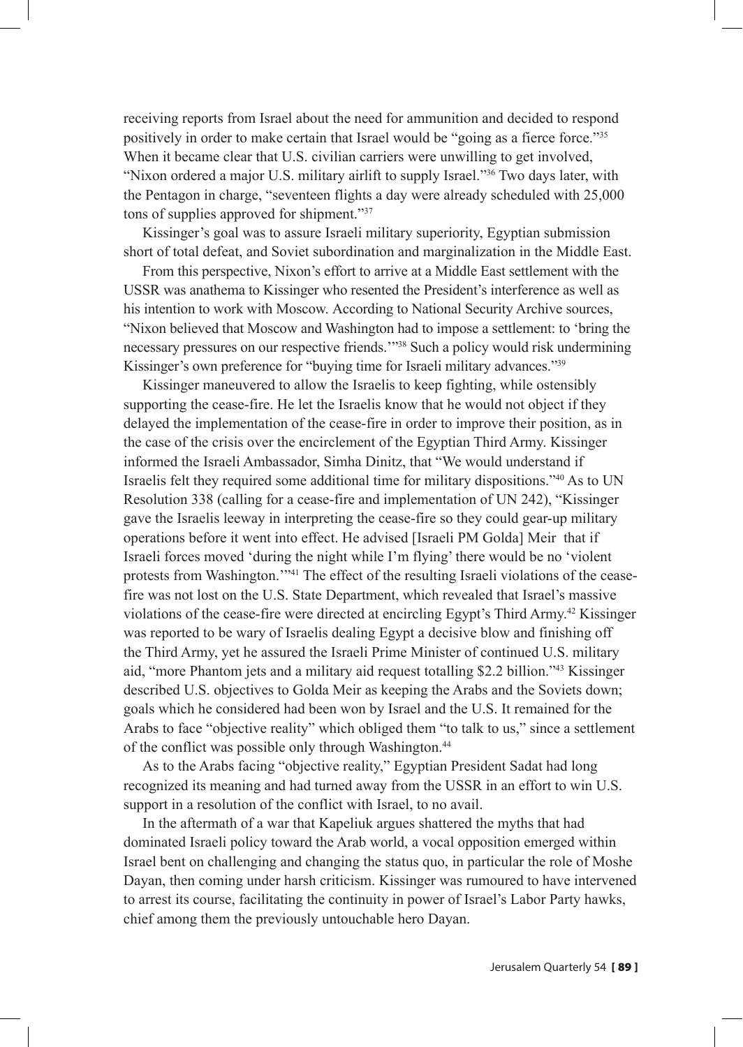receiving reports from Israel about the need for ammunition and decided to respond positively in order to make certain that Israel would be "going as a fierce force."[35] When it became clear that U.S. civilian carriers were unwilling to get involved, "Nixon ordered a major U.S. military airlift to supply Israel."[36] Two days later, with the Pentagon in charge, "seventeen flights a day were already scheduled with 25,000 tons of supplies approved for shipment."[37]

Kissinger's goal was to assure Israeli military superiority, Egyptian submission short of total defeat, and Soviet subordination and marginalization in the Middle East.

From this perspective, Nixon's effort to arrive at a Middle East settlement with the USSR was anathema to Kissinger who resented the President's interference as well as his intention to work with Moscow. According to National Security Archive sources, "Nixon believed that Moscow and Washington had to impose a settlement: to 'bring the necessary pressures on our respective friends.'"[38] Such a policy would risk undermining Kissinger's own preference for "buying time for Israeli military advances."[39]

Kissinger maneuvered to allow the Israelis to keep fighting, while ostensibly supporting the cease-fire. He let the Israelis know that he would not object if they delayed the implementation of the cease-fire in order to improve their position, as in the case of the crisis over the encirclement of the Egyptian Third Army. Kissinger informed the Israeli Ambassador, Simha Dinitz, that "We would understand if Israelis felt they required some additional time for military dispositions."[40] As to UN Resolution 338 (calling for a cease-fire and implementation of UN 242), "Kissinger gave the Israelis leeway in interpreting the cease-fire so they could gear-up military operations before it went into effect. He advised [Israeli PM Golda] Meir that if Israeli forces moved 'during the night while I'm flying' there would be no 'violent protests from Washington.'"[41] The effect of the resulting Israeli violations of the cease-fire was not lost on the U.S. State Department, which revealed that Israel's massive violations of the cease-fire were directed at encircling Egypt's Third Army.[42] Kissinger was reported to be wary of Israelis dealing Egypt a decisive blow and finishing off the Third Army, yet he assured the Israeli Prime Minister of continued U.S. military aid, "more Phantom jets and a military aid request totalling $2.2 billion."[43] Kissinger described U.S. objectives to Golda Meir as keeping the Arabs and the Soviets down; goals which he considered had been won by Israel and the U.S. It remained for the Arabs to face "objective reality" which obliged them "to talk to us," since a settlement of the conflict was possible only through Washington.[44]

As to the Arabs facing "objective reality," Egyptian President Sadat had long recognized its meaning and had turned away from the USSR in an effort to win U.S. support in a resolution of the conflict with Israel, to no avail.

In the aftermath of a war that Kapeliuk argues shattered the myths that had dominated Israeli policy toward the Arab world, a vocal opposition emerged within Israel bent on challenging and changing the status quo, in particular the role of Moshe Dayan, then coming under harsh criticism. Kissinger was rumoured to have intervened to arrest its course, facilitating the continuity in power of Israel's Labor Party hawks, chief among them the previously untouchable hero Dayan.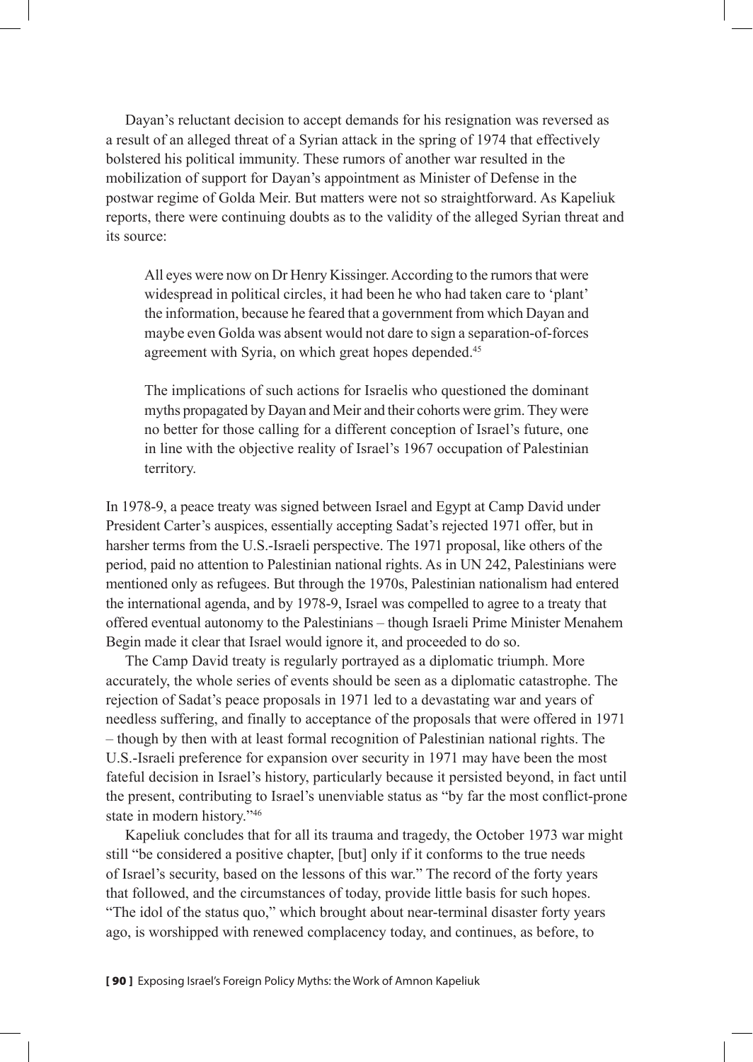Dayan's reluctant decision to accept demands for his resignation was reversed as a result of an alleged threat of a Syrian attack in the spring of 1974 that effectively bolstered his political immunity. These rumors of another war resulted in the mobilization of support for Dayan's appointment as Minister of Defense in the postwar regime of Golda Meir. But matters were not so straightforward. As Kapeliuk reports, there were continuing doubts as to the validity of the alleged Syrian threat and its source:

> All eyes were now on Dr Henry Kissinger. According to the rumors that were widespread in political circles, it had been he who had taken care to 'plant' the information, because he feared that a government from which Dayan and maybe even Golda was absent would not dare to sign a separation-of-forces agreement with Syria, on which great hopes depended.[45]
>
> The implications of such actions for Israelis who questioned the dominant myths propagated by Dayan and Meir and their cohorts were grim. They were no better for those calling for a different conception of Israel's future, one in line with the objective reality of Israel's 1967 occupation of Palestinian territory.

In 1978-9, a peace treaty was signed between Israel and Egypt at Camp David under President Carter's auspices, essentially accepting Sadat's rejected 1971 offer, but in harsher terms from the U.S.-Israeli perspective. The 1971 proposal, like others of the period, paid no attention to Palestinian national rights. As in UN 242, Palestinians were mentioned only as refugees. But through the 1970s, Palestinian nationalism had entered the international agenda, and by 1978-9, Israel was compelled to agree to a treaty that offered eventual autonomy to the Palestinians – though Israeli Prime Minister Menahem Begin made it clear that Israel would ignore it, and proceeded to do so.

The Camp David treaty is regularly portrayed as a diplomatic triumph. More accurately, the whole series of events should be seen as a diplomatic catastrophe. The rejection of Sadat's peace proposals in 1971 led to a devastating war and years of needless suffering, and finally to acceptance of the proposals that were offered in 1971 – though by then with at least formal recognition of Palestinian national rights. The U.S.-Israeli preference for expansion over security in 1971 may have been the most fateful decision in Israel's history, particularly because it persisted beyond, in fact until the present, contributing to Israel's unenviable status as "by far the most conflict-prone state in modern history."[46]

Kapeliuk concludes that for all its trauma and tragedy, the October 1973 war might still "be considered a positive chapter, [but] only if it conforms to the true needs of Israel's security, based on the lessons of this war." The record of the forty years that followed, and the circumstances of today, provide little basis for such hopes. "The idol of the status quo," which brought about near-terminal disaster forty years ago, is worshipped with renewed complacency today, and continues, as before, to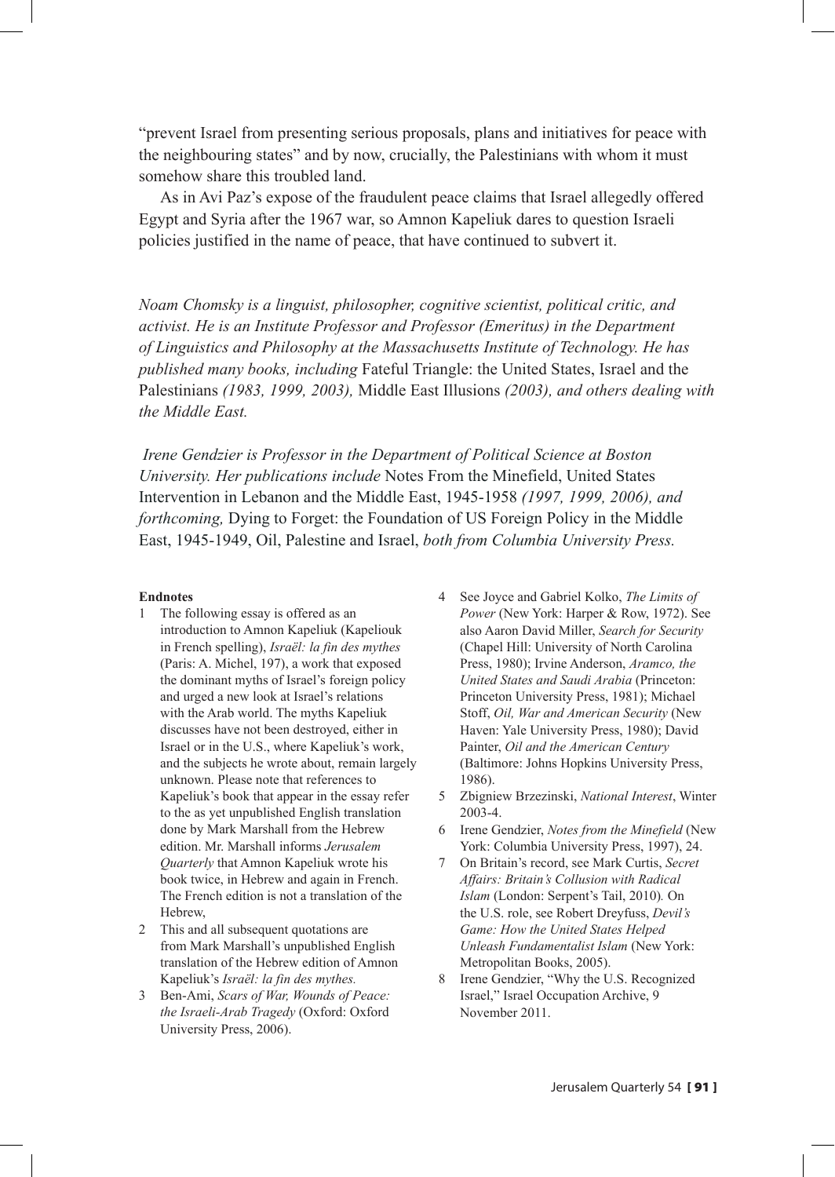"prevent Israel from presenting serious proposals, plans and initiatives for peace with the neighbouring states" and by now, crucially, the Palestinians with whom it must somehow share this troubled land.

As in Avi Paz's expose of the fraudulent peace claims that Israel allegedly offered Egypt and Syria after the 1967 war, so Amnon Kapeliuk dares to question Israeli policies justified in the name of peace, that have continued to subvert it.

*Noam Chomsky is a linguist, philosopher, cognitive scientist, political critic, and activist. He is an Institute Professor and Professor (Emeritus) in the Department of Linguistics and Philosophy at the Massachusetts Institute of Technology. He has published many books, including* Fateful Triangle: the United States, Israel and the Palestinians *(1983, 1999, 2003),* Middle East Illusions *(2003), and others dealing with the Middle East.*

*Irene Gendzier is Professor in the Department of Political Science at Boston University. Her publications include* Notes From the Minefield, United States Intervention in Lebanon and the Middle East, 1945-1958 *(1997, 1999, 2006), and forthcoming,* Dying to Forget: the Foundation of US Foreign Policy in the Middle East, 1945-1949, Oil, Palestine and Israel, *both from Columbia University Press.*

**Endnotes**

1. The following essay is offered as an introduction to Amnon Kapeliuk (Kapeliouk in French spelling), *Israël: la fin des mythes* (Paris: A. Michel, 197), a work that exposed the dominant myths of Israel's foreign policy and urged a new look at Israel's relations with the Arab world. The myths Kapeliuk discusses have not been destroyed, either in Israel or in the U.S., where Kapeliuk's work, and the subjects he wrote about, remain largely unknown. Please note that references to Kapeliuk's book that appear in the essay refer to the as yet unpublished English translation done by Mark Marshall from the Hebrew edition. Mr. Marshall informs *Jerusalem Quarterly* that Amnon Kapeliuk wrote his book twice, in Hebrew and again in French. The French edition is not a translation of the Hebrew,
2. This and all subsequent quotations are from Mark Marshall's unpublished English translation of the Hebrew edition of Amnon Kapeliuk's *Israël: la fin des mythes.*
3. Ben-Ami, *Scars of War, Wounds of Peace: the Israeli-Arab Tragedy* (Oxford: Oxford University Press, 2006).
4. See Joyce and Gabriel Kolko, *The Limits of Power* (New York: Harper & Row, 1972). See also Aaron David Miller, *Search for Security* (Chapel Hill: University of North Carolina Press, 1980); Irvine Anderson, *Aramco, the United States and Saudi Arabia* (Princeton: Princeton University Press, 1981); Michael Stoff, *Oil, War and American Security* (New Haven: Yale University Press, 1980); David Painter, *Oil and the American Century* (Baltimore: Johns Hopkins University Press, 1986).
5. Zbigniew Brzezinski, *National Interest*, Winter 2003-4.
6. Irene Gendzier, *Notes from the Minefield* (New York: Columbia University Press, 1997), 24.
7. On Britain's record, see Mark Curtis, *Secret Affairs: Britain's Collusion with Radical Islam* (London: Serpent's Tail, 2010). On the U.S. role, see Robert Dreyfuss, *Devil's Game: How the United States Helped Unleash Fundamentalist Islam* (New York: Metropolitan Books, 2005).
8. Irene Gendzier, "Why the U.S. Recognized Israel," Israel Occupation Archive, 9 November 2011.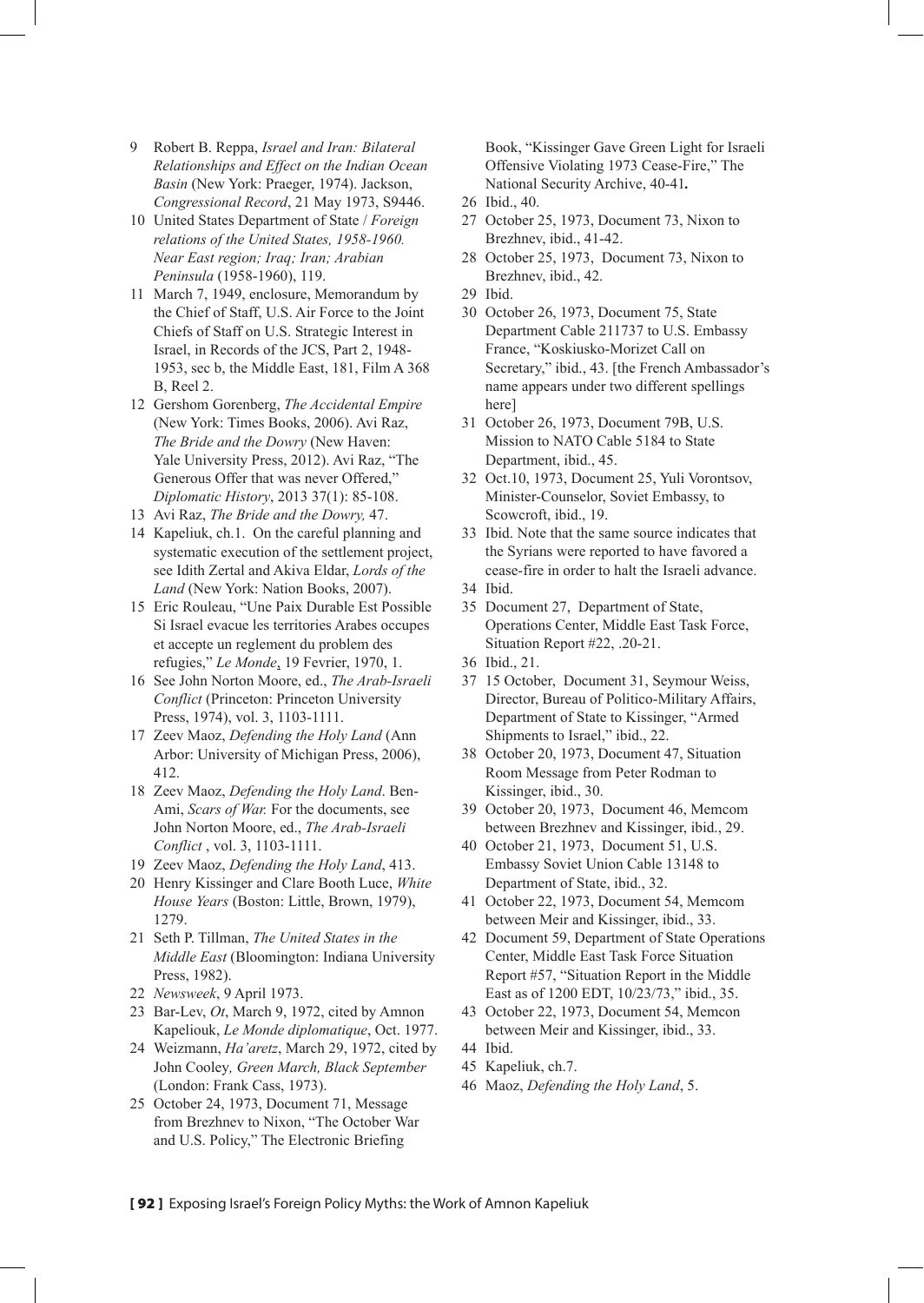9 Robert B. Reppa, *Israel and Iran: Bilateral Relationships and Effect on the Indian Ocean Basin* (New York: Praeger, 1974). Jackson, *Congressional Record*, 21 May 1973, S9446.

10 United States Department of State / *Foreign relations of the United States, 1958-1960. Near East region; Iraq; Iran; Arabian Peninsula* (1958-1960), 119.

11 March 7, 1949, enclosure, Memorandum by the Chief of Staff, U.S. Air Force to the Joint Chiefs of Staff on U.S. Strategic Interest in Israel, in Records of the JCS, Part 2, 1948-1953, sec b, the Middle East, 181, Film A 368 B, Reel 2.

12 Gershom Gorenberg, *The Accidental Empire* (New York: Times Books, 2006). Avi Raz, *The Bride and the Dowry* (New Haven: Yale University Press, 2012). Avi Raz, "The Generous Offer that was never Offered," *Diplomatic History*, 2013 37(1): 85-108.

13 Avi Raz, *The Bride and the Dowry,* 47.

14 Kapeliuk, ch.1. On the careful planning and systematic execution of the settlement project, see Idith Zertal and Akiva Eldar, *Lords of the Land* (New York: Nation Books, 2007).

15 Eric Rouleau, "Une Paix Durable Est Possible Si Israel evacue les territories Arabes occupes et accepte un reglement du problem des refugies," *Le Monde*, 19 Fevrier, 1970, 1.

16 See John Norton Moore, ed., *The Arab-Israeli Conflict* (Princeton: Princeton University Press, 1974), vol. 3, 1103-1111.

17 Zeev Maoz, *Defending the Holy Land* (Ann Arbor: University of Michigan Press, 2006), 412.

18 Zeev Maoz, *Defending the Holy Land*. Ben-Ami, *Scars of War.* For the documents, see John Norton Moore, ed., *The Arab-Israeli Conflict* , vol. 3, 1103-1111.

19 Zeev Maoz, *Defending the Holy Land*, 413.

20 Henry Kissinger and Clare Booth Luce, *White House Years* (Boston: Little, Brown, 1979), 1279.

21 Seth P. Tillman, *The United States in the Middle East* (Bloomington: Indiana University Press, 1982).

22 *Newsweek*, 9 April 1973.

23 Bar-Lev, *Ot*, March 9, 1972, cited by Amnon Kapeliouk, *Le Monde diplomatique*, Oct. 1977.

24 Weizmann, *Ha'aretz*, March 29, 1972, cited by John Cooley*, Green March, Black September* (London: Frank Cass, 1973).

25 October 24, 1973, Document 71, Message from Brezhnev to Nixon, "The October War and U.S. Policy," The Electronic Briefing Book, "Kissinger Gave Green Light for Israeli Offensive Violating 1973 Cease-Fire," The National Security Archive, 40-41**.**

26 Ibid., 40.

27 October 25, 1973, Document 73, Nixon to Brezhnev, ibid., 41-42.

28 October 25, 1973, Document 73, Nixon to Brezhnev, ibid., 42.

29 Ibid.

30 October 26, 1973, Document 75, State Department Cable 211737 to U.S. Embassy France, "Koskiusko-Morizet Call on Secretary," ibid., 43. [the French Ambassador's name appears under two different spellings here]

31 October 26, 1973, Document 79B, U.S. Mission to NATO Cable 5184 to State Department, ibid., 45.

32 Oct.10, 1973, Document 25, Yuli Vorontsov, Minister-Counselor, Soviet Embassy, to Scowcroft, ibid., 19.

33 Ibid. Note that the same source indicates that the Syrians were reported to have favored a cease-fire in order to halt the Israeli advance.

34 Ibid.

35 Document 27, Department of State, Operations Center, Middle East Task Force, Situation Report #22, .20-21.

36 Ibid., 21.

37 15 October, Document 31, Seymour Weiss, Director, Bureau of Politico-Military Affairs, Department of State to Kissinger, "Armed Shipments to Israel," ibid., 22.

38 October 20, 1973, Document 47, Situation Room Message from Peter Rodman to Kissinger, ibid., 30.

39 October 20, 1973, Document 46, Memcom between Brezhnev and Kissinger, ibid., 29.

40 October 21, 1973, Document 51, U.S. Embassy Soviet Union Cable 13148 to Department of State, ibid., 32.

41 October 22, 1973, Document 54, Memcom between Meir and Kissinger, ibid., 33.

42 Document 59, Department of State Operations Center, Middle East Task Force Situation Report #57, "Situation Report in the Middle East as of 1200 EDT, 10/23/73," ibid., 35.

43 October 22, 1973, Document 54, Memcon between Meir and Kissinger, ibid., 33.

44 Ibid.

45 Kapeliuk, ch.7.

46 Maoz, *Defending the Holy Land*, 5.